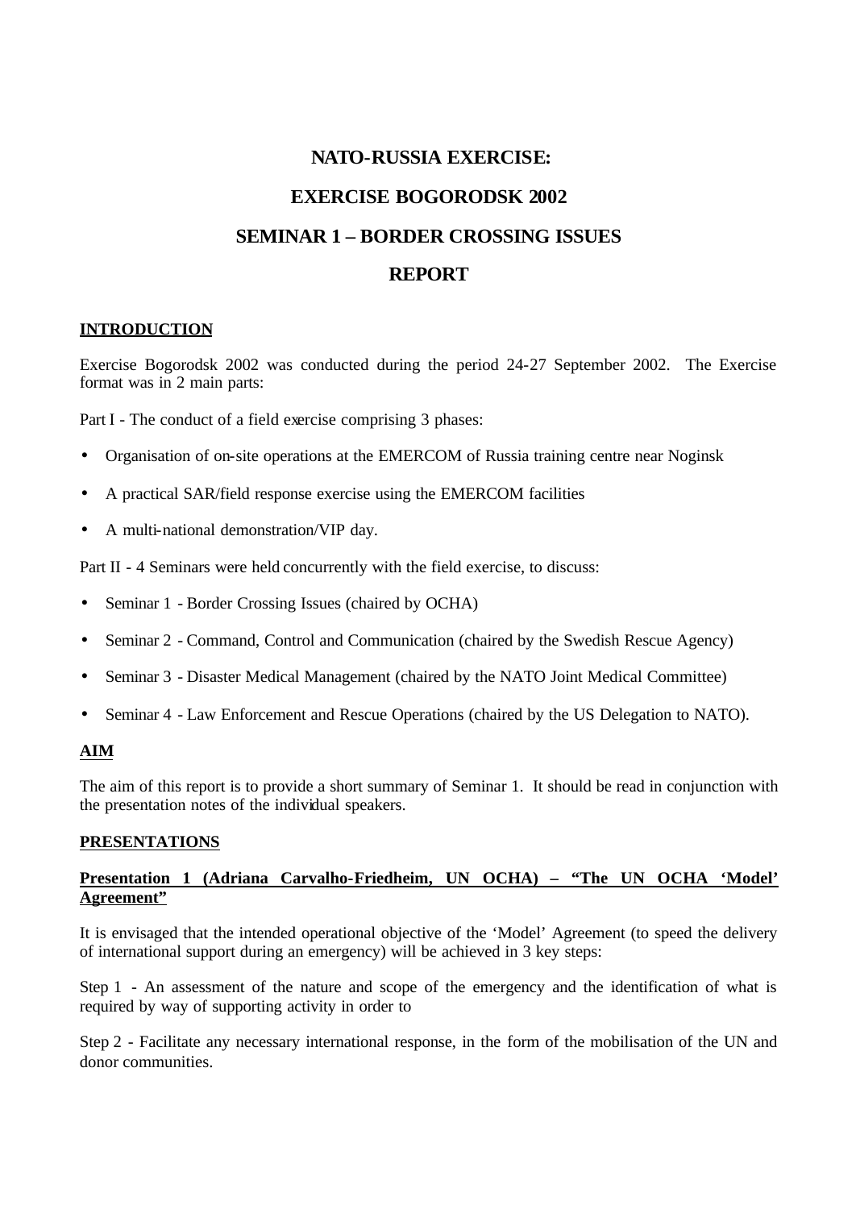# NATO-RUSSIA EXERCISE:

# EXERCISE BOGORODSK 2002

# SEMINAR 1 – BORDER CROSSING ISSUES

# REPORT

## INTRODUCTION

Exercise Bogorodsk 2002 was conducted during the period 24-27 September 2002. The Exercise format was in 2 main parts:

Part I - The conduct of a field exercise comprising 3 phases:

- Organisation of on-site operations at the EMERCOM of Russia training centre near Noginsk
- A practical SAR/field response exercise using the EMERCOM facilities
- A multi-national demonstration/VIP day.

Part II - 4 Seminars were held concurrently with the field exercise, to discuss:

- Seminar 1 - Border Crossing Issues (chaired by OCHA)
- Seminar 2 - Command, Control and Communication (chaired by the Swedish Rescue Agency)
- Seminar 3 - Disaster Medical Management (chaired by the NATO Joint Medical Committee)
- Seminar 4 - Law Enforcement and Rescue Operations (chaired by the US Delegation to NATO).

## AIM

The aim of this report is to provide a short summary of Seminar 1. It should be read in conjunction with the presentation notes of the individual speakers.

## PRESENTATIONS

### Presentation 1 (Adriana Carvalho-Friedheim, UN OCHA) – "The UN OCHA 'Model' Agreement"

It is envisaged that the intended operational objective of the 'Model' Agreement (to speed the delivery of international support during an emergency) will be achieved in 3 key steps:

Step 1 - An assessment of the nature and scope of the emergency and the identification of what is required by way of supporting activity in order to

Step 2 - Facilitate any necessary international response, in the form of the mobilisation of the UN and donor communities.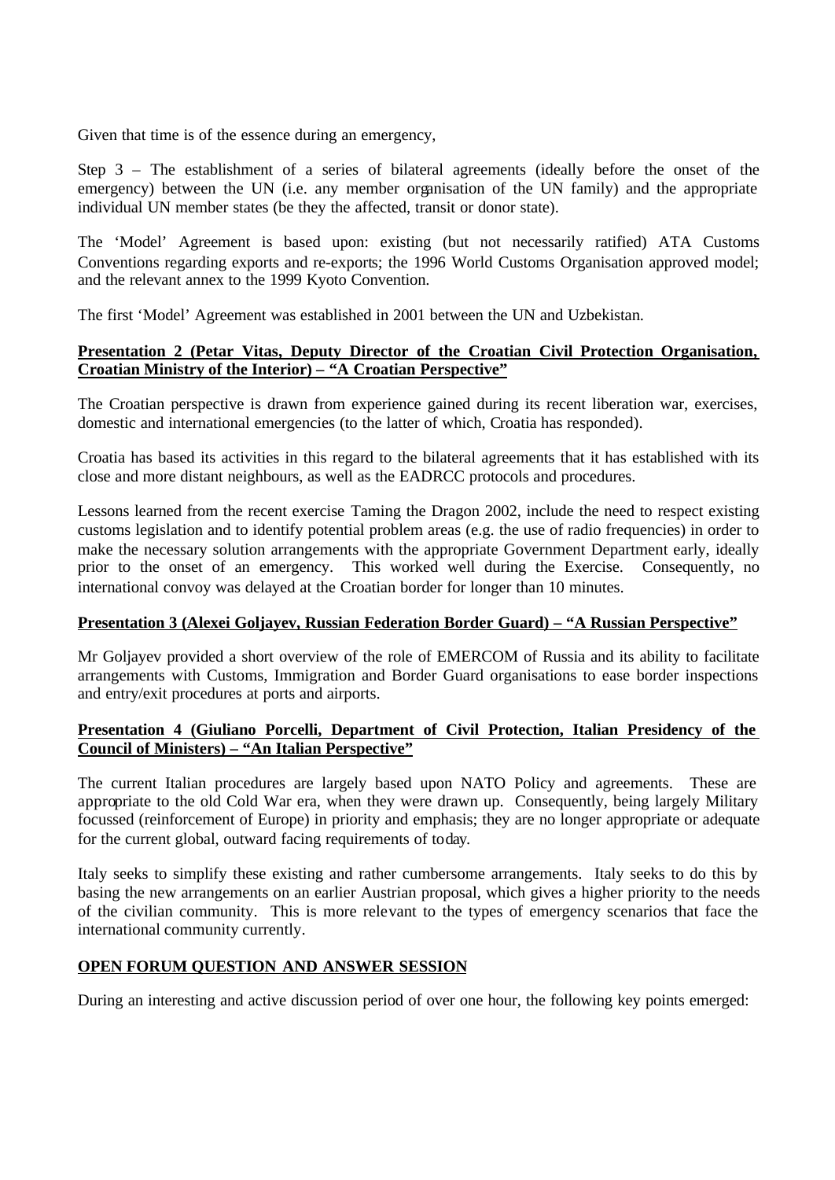Given that time is of the essence during an emergency,

Step 3 – The establishment of a series of bilateral agreements (ideally before the onset of the emergency) between the UN (i.e. any member organisation of the UN family) and the appropriate individual UN member states (be they the affected, transit or donor state).

The 'Model' Agreement is based upon: existing (but not necessarily ratified) ATA Customs Conventions regarding exports and re-exports; the 1996 World Customs Organisation approved model; and the relevant annex to the 1999 Kyoto Convention.

The first 'Model' Agreement was established in 2001 between the UN and Uzbekistan.

**Presentation 2 (Petar Vitas, Deputy Director of the Croatian Civil Protection Organisation, Croatian Ministry of the Interior) – "A Croatian Perspective"**

The Croatian perspective is drawn from experience gained during its recent liberation war, exercises, domestic and international emergencies (to the latter of which, Croatia has responded).

Croatia has based its activities in this regard to the bilateral agreements that it has established with its close and more distant neighbours, as well as the EADRCC protocols and procedures.

Lessons learned from the recent exercise Taming the Dragon 2002, include the need to respect existing customs legislation and to identify potential problem areas (e.g. the use of radio frequencies) in order to make the necessary solution arrangements with the appropriate Government Department early, ideally prior to the onset of an emergency. This worked well during the Exercise. Consequently, no international convoy was delayed at the Croatian border for longer than 10 minutes.

**Presentation 3 (Alexei Goljayev, Russian Federation Border Guard) – "A Russian Perspective"**

Mr Goljayev provided a short overview of the role of EMERCOM of Russia and its ability to facilitate arrangements with Customs, Immigration and Border Guard organisations to ease border inspections and entry/exit procedures at ports and airports.

**Presentation 4 (Giuliano Porcelli, Department of Civil Protection, Italian Presidency of the Council of Ministers) – "An Italian Perspective"**

The current Italian procedures are largely based upon NATO Policy and agreements. These are appropriate to the old Cold War era, when they were drawn up. Consequently, being largely Military focussed (reinforcement of Europe) in priority and emphasis; they are no longer appropriate or adequate for the current global, outward facing requirements of today.

Italy seeks to simplify these existing and rather cumbersome arrangements. Italy seeks to do this by basing the new arrangements on an earlier Austrian proposal, which gives a higher priority to the needs of the civilian community. This is more relevant to the types of emergency scenarios that face the international community currently.

**OPEN FORUM QUESTION AND ANSWER SESSION**

During an interesting and active discussion period of over one hour, the following key points emerged: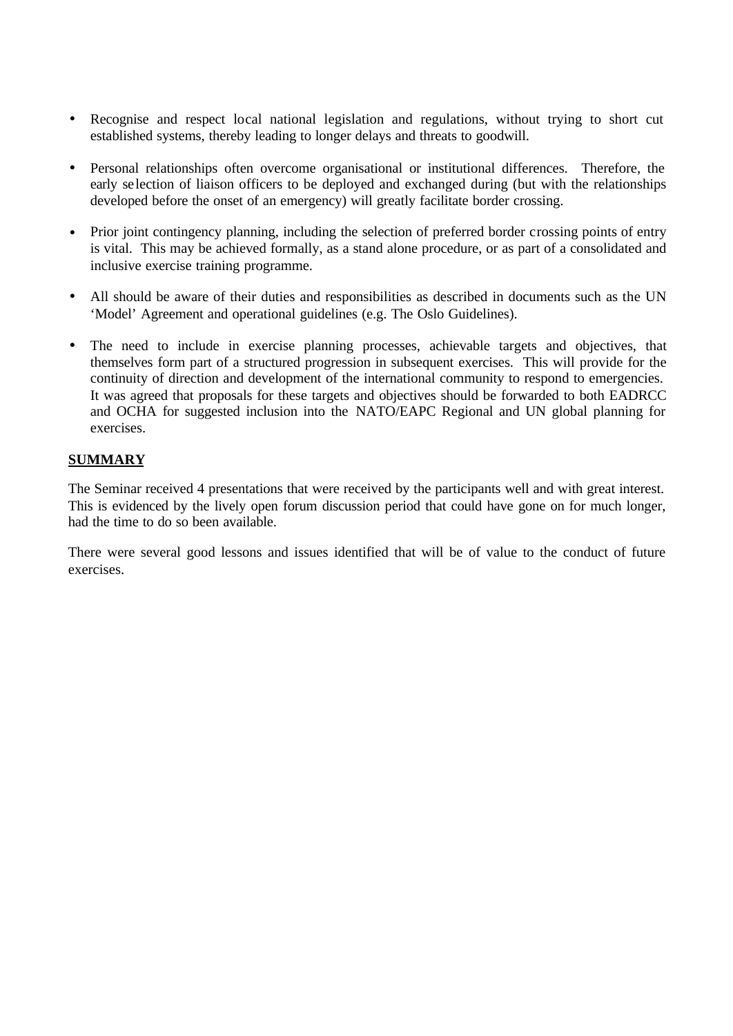- Recognise and respect local national legislation and regulations, without trying to short cut established systems, thereby leading to longer delays and threats to goodwill.
- Personal relationships often overcome organisational or institutional differences. Therefore, the early selection of liaison officers to be deployed and exchanged during (but with the relationships developed before the onset of an emergency) will greatly facilitate border crossing.
- Prior joint contingency planning, including the selection of preferred border crossing points of entry is vital. This may be achieved formally, as a stand alone procedure, or as part of a consolidated and inclusive exercise training programme.
- All should be aware of their duties and responsibilities as described in documents such as the UN 'Model' Agreement and operational guidelines (e.g. The Oslo Guidelines).
- The need to include in exercise planning processes, achievable targets and objectives, that themselves form part of a structured progression in subsequent exercises. This will provide for the continuity of direction and development of the international community to respond to emergencies. It was agreed that proposals for these targets and objectives should be forwarded to both EADRCC and OCHA for suggested inclusion into the NATO/EAPC Regional and UN global planning for exercises.

**SUMMARY**

The Seminar received 4 presentations that were received by the participants well and with great interest. This is evidenced by the lively open forum discussion period that could have gone on for much longer, had the time to do so been available.

There were several good lessons and issues identified that will be of value to the conduct of future exercises.